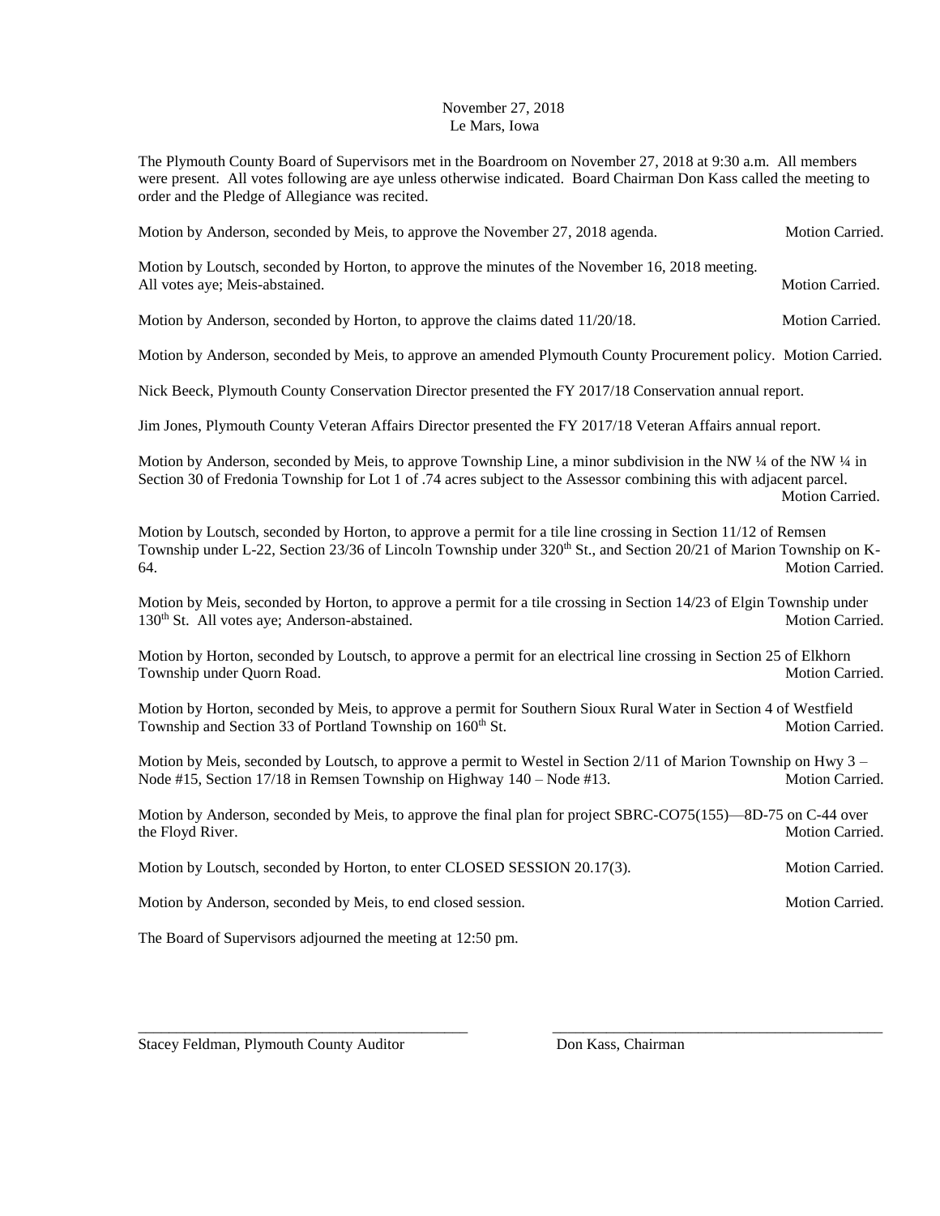November 27, 2018
Le Mars, Iowa

The Plymouth County Board of Supervisors met in the Boardroom on November 27, 2018 at 9:30 a.m. All members were present. All votes following are aye unless otherwise indicated. Board Chairman Don Kass called the meeting to order and the Pledge of Allegiance was recited.

Motion by Anderson, seconded by Meis, to approve the November 27, 2018 agenda. Motion Carried.

Motion by Loutsch, seconded by Horton, to approve the minutes of the November 16, 2018 meeting. All votes aye; Meis-abstained. Motion Carried.

Motion by Anderson, seconded by Horton, to approve the claims dated 11/20/18. Motion Carried.

Motion by Anderson, seconded by Meis, to approve an amended Plymouth County Procurement policy. Motion Carried.

Nick Beeck, Plymouth County Conservation Director presented the FY 2017/18 Conservation annual report.

Jim Jones, Plymouth County Veteran Affairs Director presented the FY 2017/18 Veteran Affairs annual report.

Motion by Anderson, seconded by Meis, to approve Township Line, a minor subdivision in the NW ¼ of the NW ¼ in Section 30 of Fredonia Township for Lot 1 of .74 acres subject to the Assessor combining this with adjacent parcel. Motion Carried.

Motion by Loutsch, seconded by Horton, to approve a permit for a tile line crossing in Section 11/12 of Remsen Township under L-22, Section 23/36 of Lincoln Township under 320th St., and Section 20/21 of Marion Township on K-64. Motion Carried.

Motion by Meis, seconded by Horton, to approve a permit for a tile crossing in Section 14/23 of Elgin Township under 130th St. All votes aye; Anderson-abstained. Motion Carried.

Motion by Horton, seconded by Loutsch, to approve a permit for an electrical line crossing in Section 25 of Elkhorn Township under Quorn Road. Motion Carried.

Motion by Horton, seconded by Meis, to approve a permit for Southern Sioux Rural Water in Section 4 of Westfield Township and Section 33 of Portland Township on 160th St. Motion Carried.

Motion by Meis, seconded by Loutsch, to approve a permit to Westel in Section 2/11 of Marion Township on Hwy 3 – Node #15, Section 17/18 in Remsen Township on Highway 140 – Node #13. Motion Carried.

Motion by Anderson, seconded by Meis, to approve the final plan for project SBRC-CO75(155)—8D-75 on C-44 over the Floyd River. Motion Carried.

Motion by Loutsch, seconded by Horton, to enter CLOSED SESSION 20.17(3). Motion Carried.

Motion by Anderson, seconded by Meis, to end closed session. Motion Carried.

The Board of Supervisors adjourned the meeting at 12:50 pm.

\_\_\_\_\_\_\_\_\_\_\_\_\_\_\_\_\_\_\_\_\_\_\_\_\_\_\_\_\_\_\_\_\_\_\_\_\_\_\_\_\_\_ \_\_\_\_\_\_\_\_\_\_\_\_\_\_\_\_\_\_\_\_\_\_\_\_\_\_\_\_\_\_\_\_\_\_\_\_\_\_\_\_\_\_

Stacey Feldman, Plymouth County Auditor Don Kass, Chairman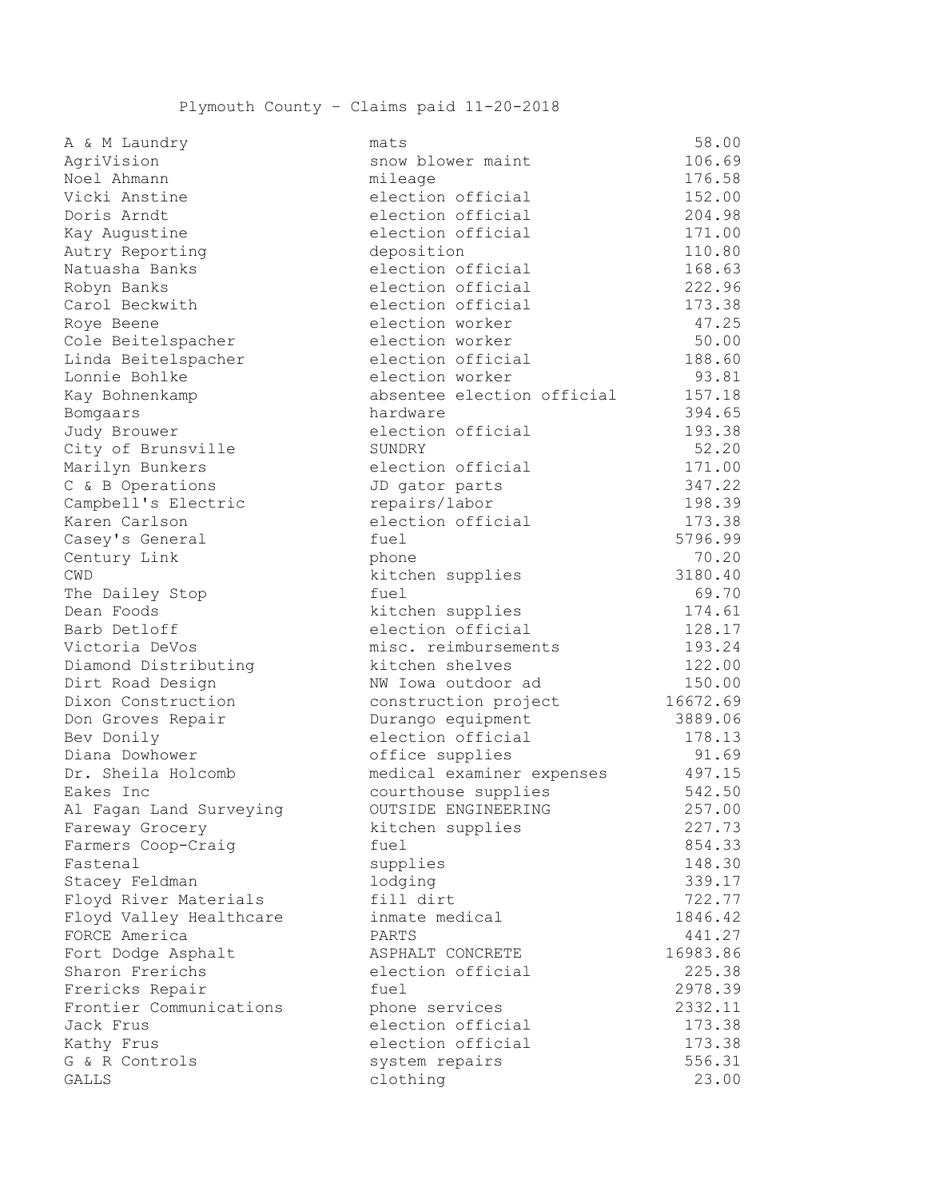Plymouth County – Claims paid 11-20-2018

| | | |
|---|---|---|
| A & M Laundry | mats | 58.00 |
| AgriVision | snow blower maint | 106.69 |
| Noel Ahmann | mileage | 176.58 |
| Vicki Anstine | election official | 152.00 |
| Doris Arndt | election official | 204.98 |
| Kay Augustine | election official | 171.00 |
| Autry Reporting | deposition | 110.80 |
| Natuasha Banks | election official | 168.63 |
| Robyn Banks | election official | 222.96 |
| Carol Beckwith | election official | 173.38 |
| Roye Beene | election worker | 47.25 |
| Cole Beitelspacher | election worker | 50.00 |
| Linda Beitelspacher | election official | 188.60 |
| Lonnie Bohlke | election worker | 93.81 |
| Kay Bohnenkamp | absentee election official | 157.18 |
| Bomgaars | hardware | 394.65 |
| Judy Brouwer | election official | 193.38 |
| City of Brunsville | SUNDRY | 52.20 |
| Marilyn Bunkers | election official | 171.00 |
| C & B Operations | JD gator parts | 347.22 |
| Campbell's Electric | repairs/labor | 198.39 |
| Karen Carlson | election official | 173.38 |
| Casey's General | fuel | 5796.99 |
| Century Link | phone | 70.20 |
| CWD | kitchen supplies | 3180.40 |
| The Dailey Stop | fuel | 69.70 |
| Dean Foods | kitchen supplies | 174.61 |
| Barb Detloff | election official | 128.17 |
| Victoria DeVos | misc. reimbursements | 193.24 |
| Diamond Distributing | kitchen shelves | 122.00 |
| Dirt Road Design | NW Iowa outdoor ad | 150.00 |
| Dixon Construction | construction project | 16672.69 |
| Don Groves Repair | Durango equipment | 3889.06 |
| Bev Donily | election official | 178.13 |
| Diana Dowhower | office supplies | 91.69 |
| Dr. Sheila Holcomb | medical examiner expenses | 497.15 |
| Eakes Inc | courthouse supplies | 542.50 |
| Al Fagan Land Surveying | OUTSIDE ENGINEERING | 257.00 |
| Fareway Grocery | kitchen supplies | 227.73 |
| Farmers Coop-Craig | fuel | 854.33 |
| Fastenal | supplies | 148.30 |
| Stacey Feldman | lodging | 339.17 |
| Floyd River Materials | fill dirt | 722.77 |
| Floyd Valley Healthcare | inmate medical | 1846.42 |
| FORCE America | PARTS | 441.27 |
| Fort Dodge Asphalt | ASPHALT CONCRETE | 16983.86 |
| Sharon Frerichs | election official | 225.38 |
| Frericks Repair | fuel | 2978.39 |
| Frontier Communications | phone services | 2332.11 |
| Jack Frus | election official | 173.38 |
| Kathy Frus | election official | 173.38 |
| G & R Controls | system repairs | 556.31 |
| GALLS | clothing | 23.00 |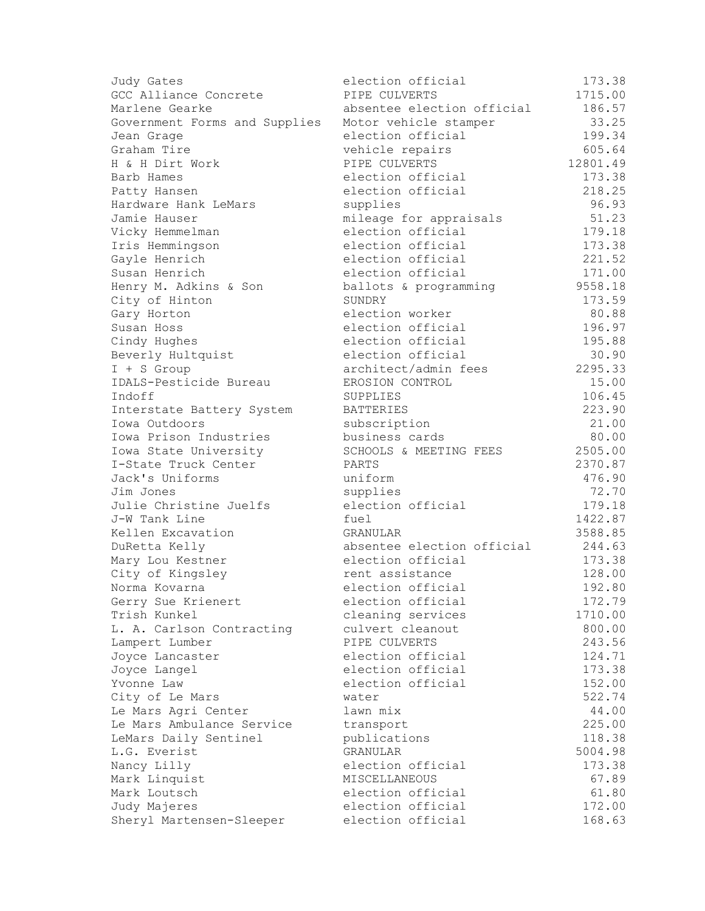| | | |
|---|---|---|
| Judy Gates | election official | 173.38 |
| GCC Alliance Concrete | PIPE CULVERTS | 1715.00 |
| Marlene Gearke | absentee election official | 186.57 |
| Government Forms and Supplies | Motor vehicle stamper | 33.25 |
| Jean Grage | election official | 199.34 |
| Graham Tire | vehicle repairs | 605.64 |
| H & H Dirt Work | PIPE CULVERTS | 12801.49 |
| Barb Hames | election official | 173.38 |
| Patty Hansen | election official | 218.25 |
| Hardware Hank LeMars | supplies | 96.93 |
| Jamie Hauser | mileage for appraisals | 51.23 |
| Vicky Hemmelman | election official | 179.18 |
| Iris Hemmingson | election official | 173.38 |
| Gayle Henrich | election official | 221.52 |
| Susan Henrich | election official | 171.00 |
| Henry M. Adkins & Son | ballots & programming | 9558.18 |
| City of Hinton | SUNDRY | 173.59 |
| Gary Horton | election worker | 80.88 |
| Susan Hoss | election official | 196.97 |
| Cindy Hughes | election official | 195.88 |
| Beverly Hultquist | election official | 30.90 |
| I + S Group | architect/admin fees | 2295.33 |
| IDALS-Pesticide Bureau | EROSION CONTROL | 15.00 |
| Indoff | SUPPLIES | 106.45 |
| Interstate Battery System | BATTERIES | 223.90 |
| Iowa Outdoors | subscription | 21.00 |
| Iowa Prison Industries | business cards | 80.00 |
| Iowa State University | SCHOOLS & MEETING FEES | 2505.00 |
| I-State Truck Center | PARTS | 2370.87 |
| Jack's Uniforms | uniform | 476.90 |
| Jim Jones | supplies | 72.70 |
| Julie Christine Juelfs | election official | 179.18 |
| J-W Tank Line | fuel | 1422.87 |
| Kellen Excavation | GRANULAR | 3588.85 |
| DuRetta Kelly | absentee election official | 244.63 |
| Mary Lou Kestner | election official | 173.38 |
| City of Kingsley | rent assistance | 128.00 |
| Norma Kovarna | election official | 192.80 |
| Gerry Sue Krienert | election official | 172.79 |
| Trish Kunkel | cleaning services | 1710.00 |
| L. A. Carlson Contracting | culvert cleanout | 800.00 |
| Lampert Lumber | PIPE CULVERTS | 243.56 |
| Joyce Lancaster | election official | 124.71 |
| Joyce Langel | election official | 173.38 |
| Yvonne Law | election official | 152.00 |
| City of Le Mars | water | 522.74 |
| Le Mars Agri Center | lawn mix | 44.00 |
| Le Mars Ambulance Service | transport | 225.00 |
| LeMars Daily Sentinel | publications | 118.38 |
| L.G. Everist | GRANULAR | 5004.98 |
| Nancy Lilly | election official | 173.38 |
| Mark Linquist | MISCELLANEOUS | 67.89 |
| Mark Loutsch | election official | 61.80 |
| Judy Majeres | election official | 172.00 |
| Sheryl Martensen-Sleeper | election official | 168.63 |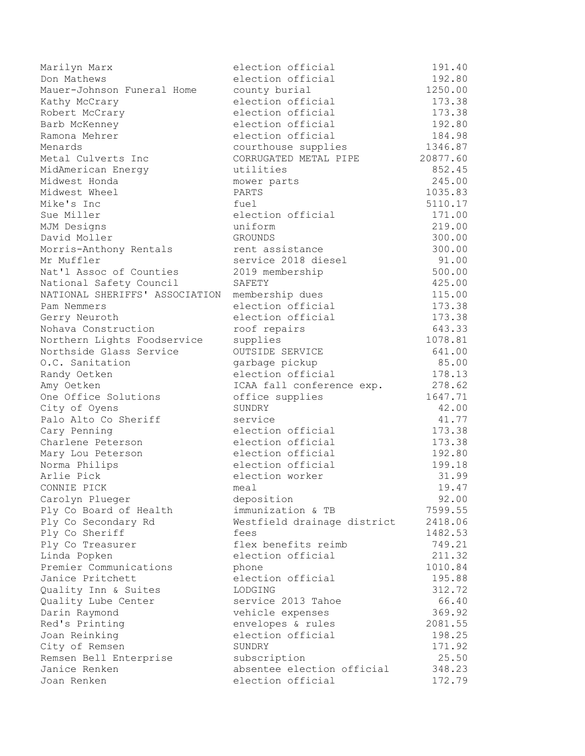| | | |
|---|---|---|
| Marilyn Marx | election official | 191.40 |
| Don Mathews | election official | 192.80 |
| Mauer-Johnson Funeral Home | county burial | 1250.00 |
| Kathy McCrary | election official | 173.38 |
| Robert McCrary | election official | 173.38 |
| Barb McKenney | election official | 192.80 |
| Ramona Mehrer | election official | 184.98 |
| Menards | courthouse supplies | 1346.87 |
| Metal Culverts Inc | CORRUGATED METAL PIPE | 20877.60 |
| MidAmerican Energy | utilities | 852.45 |
| Midwest Honda | mower parts | 245.00 |
| Midwest Wheel | PARTS | 1035.83 |
| Mike's Inc | fuel | 5110.17 |
| Sue Miller | election official | 171.00 |
| MJM Designs | uniform | 219.00 |
| David Moller | GROUNDS | 300.00 |
| Morris-Anthony Rentals | rent assistance | 300.00 |
| Mr Muffler | service 2018 diesel | 91.00 |
| Nat'l Assoc of Counties | 2019 membership | 500.00 |
| National Safety Council | SAFETY | 425.00 |
| NATIONAL SHERIFFS' ASSOCIATION | membership dues | 115.00 |
| Pam Nemmers | election official | 173.38 |
| Gerry Neuroth | election official | 173.38 |
| Nohava Construction | roof repairs | 643.33 |
| Northern Lights Foodservice | supplies | 1078.81 |
| Northside Glass Service | OUTSIDE SERVICE | 641.00 |
| O.C. Sanitation | garbage pickup | 85.00 |
| Randy Oetken | election official | 178.13 |
| Amy Oetken | ICAA fall conference exp. | 278.62 |
| One Office Solutions | office supplies | 1647.71 |
| City of Oyens | SUNDRY | 42.00 |
| Palo Alto Co Sheriff | service | 41.77 |
| Cary Penning | election official | 173.38 |
| Charlene Peterson | election official | 173.38 |
| Mary Lou Peterson | election official | 192.80 |
| Norma Philips | election official | 199.18 |
| Arlie Pick | election worker | 31.99 |
| CONNIE PICK | meal | 19.47 |
| Carolyn Plueger | deposition | 92.00 |
| Ply Co Board of Health | immunization & TB | 7599.55 |
| Ply Co Secondary Rd | Westfield drainage district | 2418.06 |
| Ply Co Sheriff | fees | 1482.53 |
| Ply Co Treasurer | flex benefits reimb | 749.21 |
| Linda Popken | election official | 211.32 |
| Premier Communications | phone | 1010.84 |
| Janice Pritchett | election official | 195.88 |
| Quality Inn & Suites | LODGING | 312.72 |
| Quality Lube Center | service 2013 Tahoe | 66.40 |
| Darin Raymond | vehicle expenses | 369.92 |
| Red's Printing | envelopes & rules | 2081.55 |
| Joan Reinking | election official | 198.25 |
| City of Remsen | SUNDRY | 171.92 |
| Remsen Bell Enterprise | subscription | 25.50 |
| Janice Renken | absentee election official | 348.23 |
| Joan Renken | election official | 172.79 |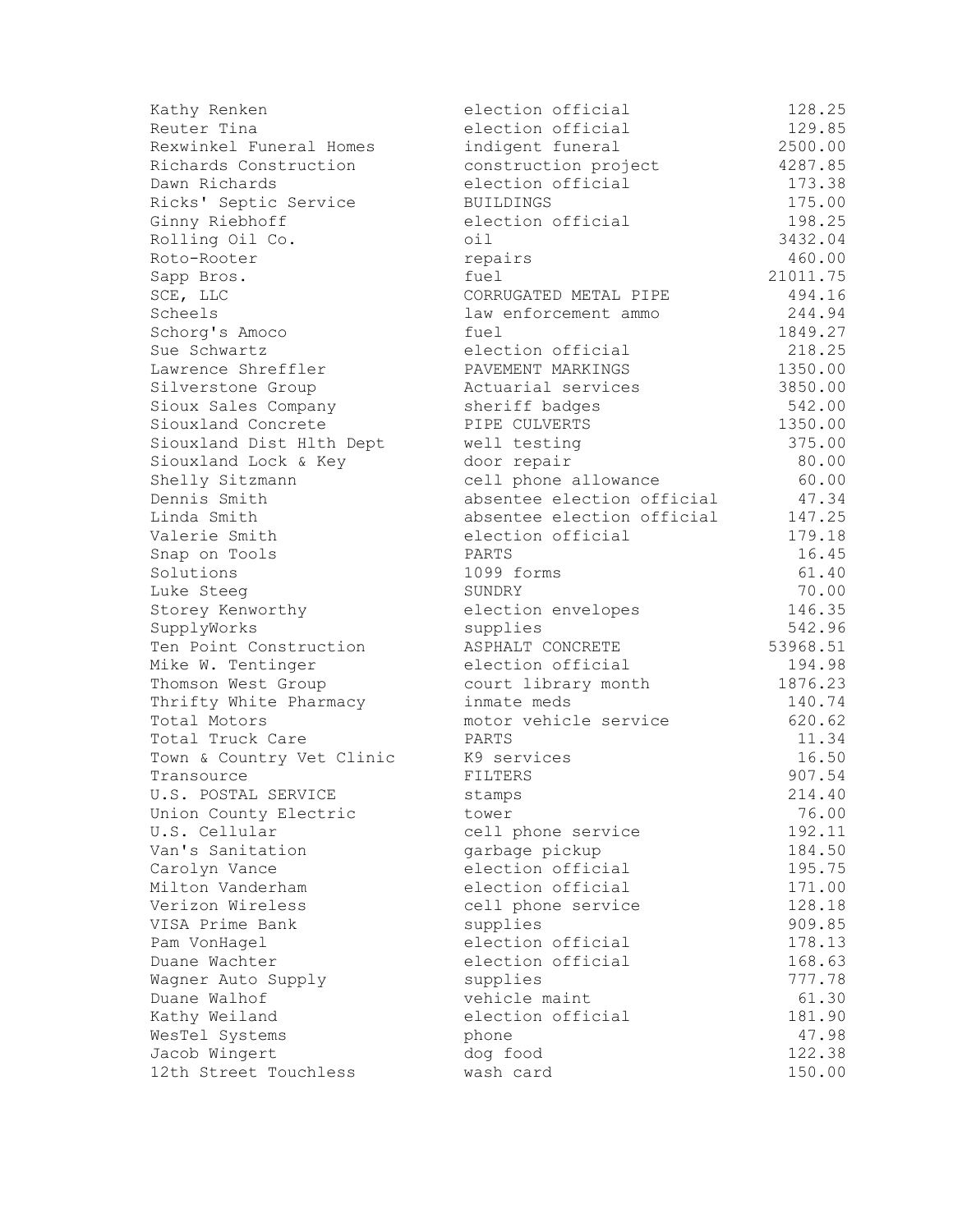| | | |
|---|---|---|
| Kathy Renken | election official | 128.25 |
| Reuter Tina | election official | 129.85 |
| Rexwinkel Funeral Homes | indigent funeral | 2500.00 |
| Richards Construction | construction project | 4287.85 |
| Dawn Richards | election official | 173.38 |
| Ricks' Septic Service | BUILDINGS | 175.00 |
| Ginny Riebhoff | election official | 198.25 |
| Rolling Oil Co. | oil | 3432.04 |
| Roto-Rooter | repairs | 460.00 |
| Sapp Bros. | fuel | 21011.75 |
| SCE, LLC | CORRUGATED METAL PIPE | 494.16 |
| Scheels | law enforcement ammo | 244.94 |
| Schorg's Amoco | fuel | 1849.27 |
| Sue Schwartz | election official | 218.25 |
| Lawrence Shreffler | PAVEMENT MARKINGS | 1350.00 |
| Silverstone Group | Actuarial services | 3850.00 |
| Sioux Sales Company | sheriff badges | 542.00 |
| Siouxland Concrete | PIPE CULVERTS | 1350.00 |
| Siouxland Dist Hlth Dept | well testing | 375.00 |
| Siouxland Lock & Key | door repair | 80.00 |
| Shelly Sitzmann | cell phone allowance | 60.00 |
| Dennis Smith | absentee election official | 47.34 |
| Linda Smith | absentee election official | 147.25 |
| Valerie Smith | election official | 179.18 |
| Snap on Tools | PARTS | 16.45 |
| Solutions | 1099 forms | 61.40 |
| Luke Steeg | SUNDRY | 70.00 |
| Storey Kenworthy | election envelopes | 146.35 |
| SupplyWorks | supplies | 542.96 |
| Ten Point Construction | ASPHALT CONCRETE | 53968.51 |
| Mike W. Tentinger | election official | 194.98 |
| Thomson West Group | court library month | 1876.23 |
| Thrifty White Pharmacy | inmate meds | 140.74 |
| Total Motors | motor vehicle service | 620.62 |
| Total Truck Care | PARTS | 11.34 |
| Town & Country Vet Clinic | K9 services | 16.50 |
| Transource | FILTERS | 907.54 |
| U.S. POSTAL SERVICE | stamps | 214.40 |
| Union County Electric | tower | 76.00 |
| U.S. Cellular | cell phone service | 192.11 |
| Van's Sanitation | garbage pickup | 184.50 |
| Carolyn Vance | election official | 195.75 |
| Milton Vanderham | election official | 171.00 |
| Verizon Wireless | cell phone service | 128.18 |
| VISA Prime Bank | supplies | 909.85 |
| Pam VonHagel | election official | 178.13 |
| Duane Wachter | election official | 168.63 |
| Wagner Auto Supply | supplies | 777.78 |
| Duane Walhof | vehicle maint | 61.30 |
| Kathy Weiland | election official | 181.90 |
| WesTel Systems | phone | 47.98 |
| Jacob Wingert | dog food | 122.38 |
| 12th Street Touchless | wash card | 150.00 |